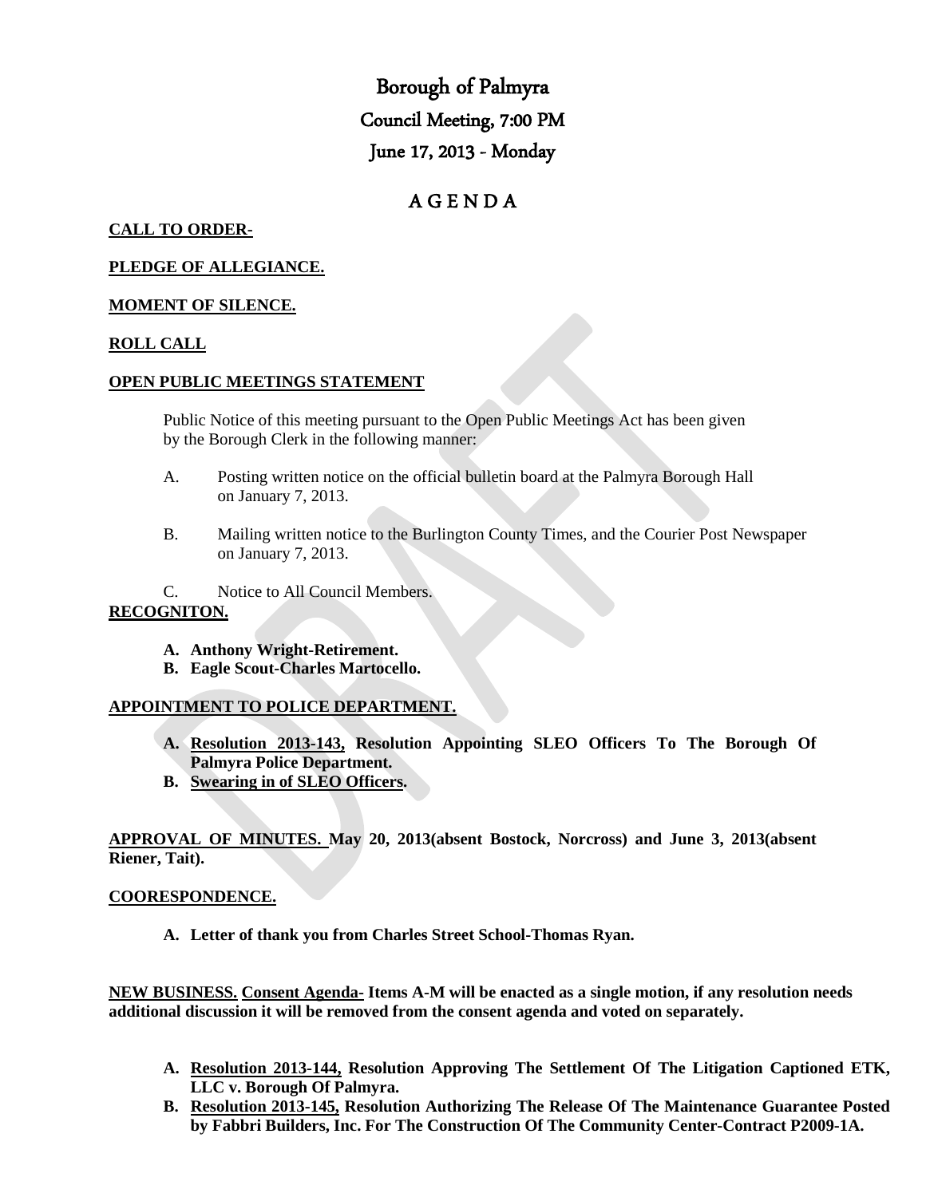# Borough of Palmyra

## Council Meeting, 7:00 PM

## June 17, 2013 - Monday

## A G E N D A

**CALL TO ORDER-**

**PLEDGE OF ALLEGIANCE.**

**MOMENT OF SILENCE.**

**ROLL CALL**

**OPEN PUBLIC MEETINGS STATEMENT**

Public Notice of this meeting pursuant to the Open Public Meetings Act has been given by the Borough Clerk in the following manner:

A. Posting written notice on the official bulletin board at the Palmyra Borough Hall on January 7, 2013.

B. Mailing written notice to the Burlington County Times, and the Courier Post Newspaper on January 7, 2013.

C. Notice to All Council Members.

**RECOGNITON.**

- **A. Anthony Wright-Retirement.**
- **B. Eagle Scout-Charles Martocello.**

**APPOINTMENT TO POLICE DEPARTMENT.**

- **A. Resolution 2013-143, Resolution Appointing SLEO Officers To The Borough Of Palmyra Police Department.**
- **B. Swearing in of SLEO Officers.**

**APPROVAL OF MINUTES. May 20, 2013(absent Bostock, Norcross) and June 3, 2013(absent Riener, Tait).**

**COORESPONDENCE.**

- **A. Letter of thank you from Charles Street School-Thomas Ryan.**

**NEW BUSINESS. Consent Agenda- Items A-M will be enacted as a single motion, if any resolution needs additional discussion it will be removed from the consent agenda and voted on separately.**

- **A. Resolution 2013-144, Resolution Approving The Settlement Of The Litigation Captioned ETK, LLC v. Borough Of Palmyra.**
- **B. Resolution 2013-145, Resolution Authorizing The Release Of The Maintenance Guarantee Posted by Fabbri Builders, Inc. For The Construction Of The Community Center-Contract P2009-1A.**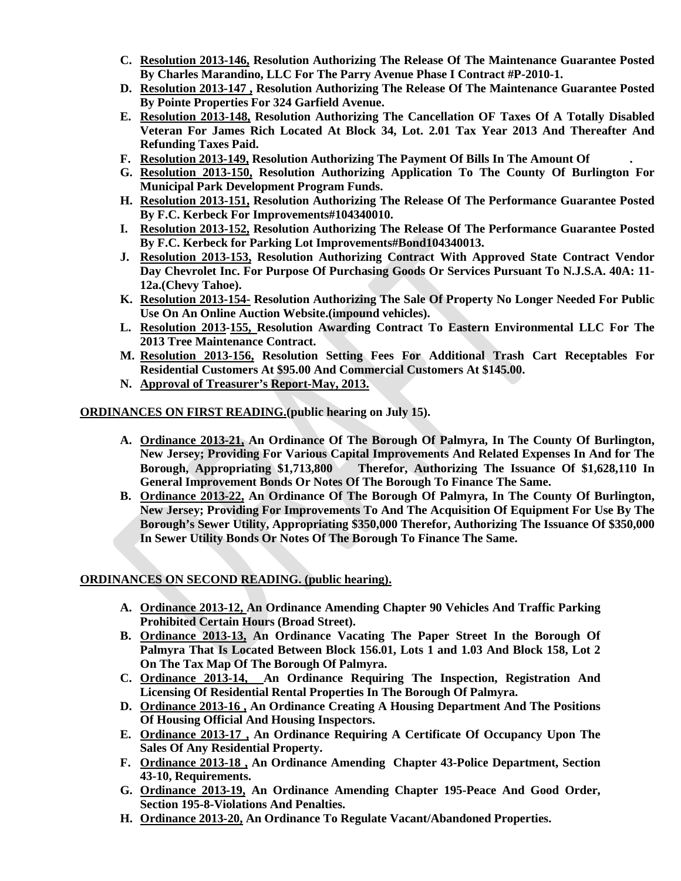- C. **<u>Resolution 2013-146,</u> Resolution Authorizing The Release Of The Maintenance Guarantee Posted By Charles Marandino, LLC For The Parry Avenue Phase I Contract #P-2010-1.**
- D. **<u>Resolution 2013-147 ,</u> Resolution Authorizing The Release Of The Maintenance Guarantee Posted By Pointe Properties For 324 Garfield Avenue.**
- E. **<u>Resolution 2013-148,</u> Resolution Authorizing The Cancellation OF Taxes Of A Totally Disabled Veteran For James Rich Located At Block 34, Lot. 2.01 Tax Year 2013 And Thereafter And Refunding Taxes Paid.**
- F. **<u>Resolution 2013-149,</u> Resolution Authorizing The Payment Of Bills In The Amount Of .**
- G. **<u>Resolution 2013-150,</u> Resolution Authorizing Application To The County Of Burlington For Municipal Park Development Program Funds.**
- H. **<u>Resolution 2013-151,</u> Resolution Authorizing The Release Of The Performance Guarantee Posted By F.C. Kerbeck For Improvements#104340010.**
- I. **<u>Resolution 2013-152,</u> Resolution Authorizing The Release Of The Performance Guarantee Posted By F.C. Kerbeck for Parking Lot Improvements#Bond104340013.**
- J. **<u>Resolution 2013-153,</u> Resolution Authorizing Contract With Approved State Contract Vendor Day Chevrolet Inc. For Purpose Of Purchasing Goods Or Services Pursuant To N.J.S.A. 40A: 11-12a.(Chevy Tahoe).**
- K. **<u>Resolution 2013-154-</u> Resolution Authorizing The Sale Of Property No Longer Needed For Public Use On An Online Auction Website.(impound vehicles).**
- L. **<u>Resolution 2013-155,</u> Resolution Awarding Contract To Eastern Environmental LLC For The 2013 Tree Maintenance Contract.**
- M. **<u>Resolution 2013-156,</u> Resolution Setting Fees For Additional Trash Cart Receptables For Residential Customers At $95.00 And Commercial Customers At $145.00.**
- N. **<u>Approval of Treasurer's Report-May, 2013.</u>**

**<u>ORDINANCES ON FIRST READING.</u>(public hearing on July 15).**

- A. **<u>Ordinance 2013-21,</u> An Ordinance Of The Borough Of Palmyra, In The County Of Burlington, New Jersey; Providing For Various Capital Improvements And Related Expenses In And for The Borough, Appropriating $1,713,800 Therefor, Authorizing The Issuance Of $1,628,110 In General Improvement Bonds Or Notes Of The Borough To Finance The Same.**
- B. **<u>Ordinance 2013-22,</u> An Ordinance Of The Borough Of Palmyra, In The County Of Burlington, New Jersey; Providing For Improvements To And The Acquisition Of Equipment For Use By The Borough's Sewer Utility, Appropriating $350,000 Therefor, Authorizing The Issuance Of $350,000 In Sewer Utility Bonds Or Notes Of The Borough To Finance The Same.**

**<u>ORDINANCES ON SECOND READING. (public hearing).</u>**

- A. **<u>Ordinance 2013-12,</u> An Ordinance Amending Chapter 90 Vehicles And Traffic Parking Prohibited Certain Hours (Broad Street).**
- B. **<u>Ordinance 2013-13,</u> An Ordinance Vacating The Paper Street In the Borough Of Palmyra That Is Located Between Block 156.01, Lots 1 and 1.03 And Block 158, Lot 2 On The Tax Map Of The Borough Of Palmyra.**
- C. **<u>Ordinance 2013-14,</u> An Ordinance Requiring The Inspection, Registration And Licensing Of Residential Rental Properties In The Borough Of Palmyra.**
- D. **<u>Ordinance 2013-16 ,</u> An Ordinance Creating A Housing Department And The Positions Of Housing Official And Housing Inspectors.**
- E. **<u>Ordinance 2013-17 ,</u> An Ordinance Requiring A Certificate Of Occupancy Upon The Sales Of Any Residential Property.**
- F. **<u>Ordinance 2013-18 ,</u> An Ordinance Amending Chapter 43-Police Department, Section 43-10, Requirements.**
- G. **<u>Ordinance 2013-19,</u> An Ordinance Amending Chapter 195-Peace And Good Order, Section 195-8-Violations And Penalties.**
- H. **<u>Ordinance 2013-20,</u> An Ordinance To Regulate Vacant/Abandoned Properties.**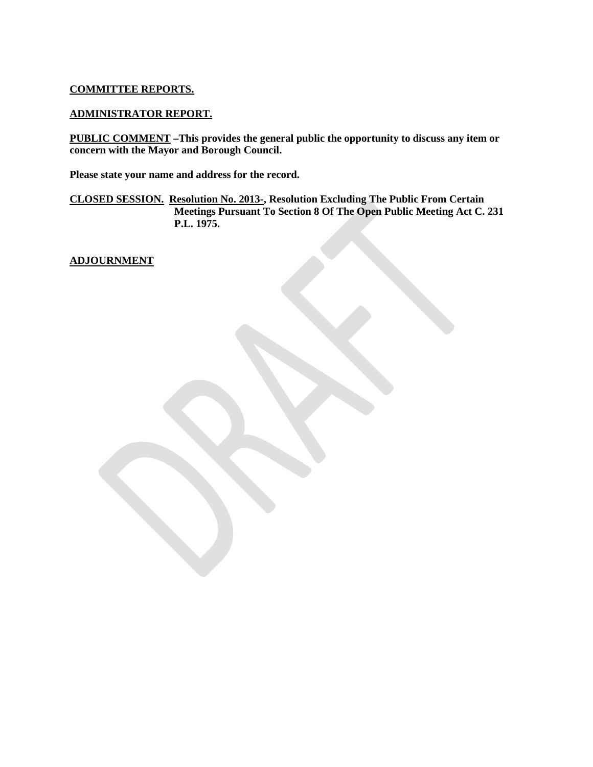**COMMITTEE REPORTS.**

**ADMINISTRATOR REPORT.**

**PUBLIC COMMENT –This provides the general public the opportunity to discuss any item or concern with the Mayor and Borough Council.**

**Please state your name and address for the record.**

**CLOSED SESSION. Resolution No. 2013-, Resolution Excluding The Public From Certain Meetings Pursuant To Section 8 Of The Open Public Meeting Act C. 231 P.L. 1975.**

**ADJOURNMENT**